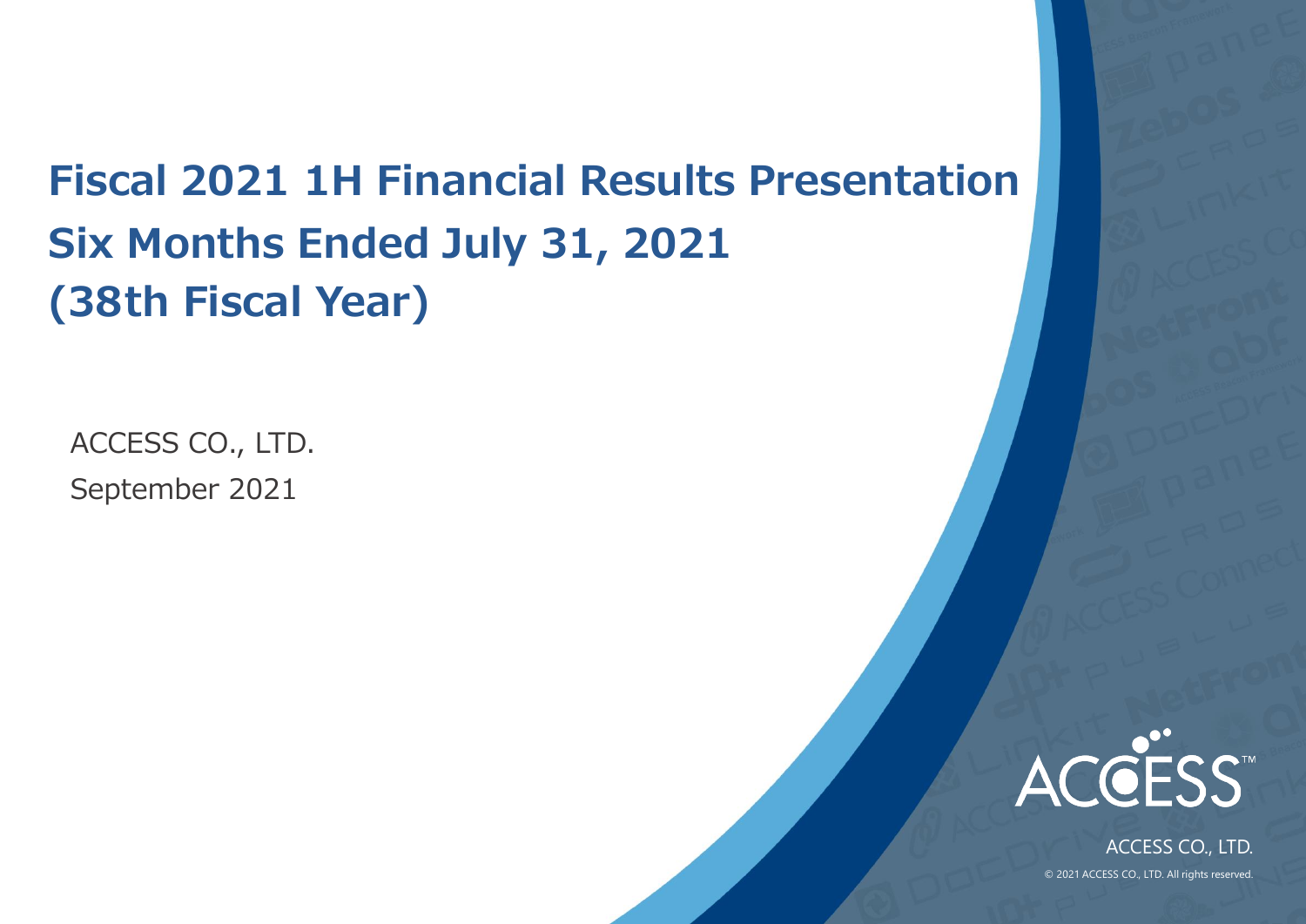# Fiscal 2021 1H Financial Results Presentation
# Six Months Ended July 31, 2021
# (38th Fiscal Year)

ACCESS CO., LTD.

September 2021

ACCESS CO., LTD.

© 2021 ACCESS CO., LTD. All rights reserved.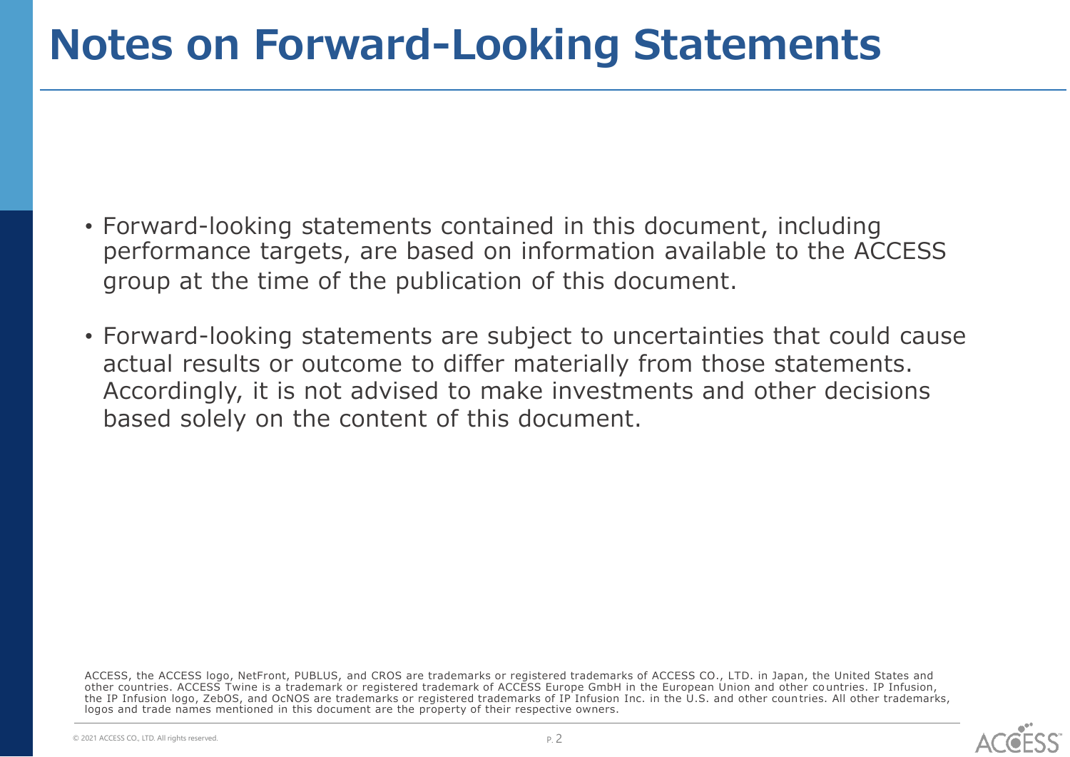# Notes on Forward-Looking Statements

- Forward-looking statements contained in this document, including performance targets, are based on information available to the ACCESS group at the time of the publication of this document.

- Forward-looking statements are subject to uncertainties that could cause actual results or outcome to differ materially from those statements. Accordingly, it is not advised to make investments and other decisions based solely on the content of this document.

ACCESS, the ACCESS logo, NetFront, PUBLUS, and CROS are trademarks or registered trademarks of ACCESS CO., LTD. in Japan, the United States and other countries. ACCESS Twine is a trademark or registered trademark of ACCESS Europe GmbH in the European Union and other countries. IP Infusion, the IP Infusion logo, ZebOS, and OcNOS are trademarks or registered trademarks of IP Infusion Inc. in the U.S. and other countries. All other trademarks, logos and trade names mentioned in this document are the property of their respective owners.

© 2021 ACCESS CO., LTD. All rights reserved.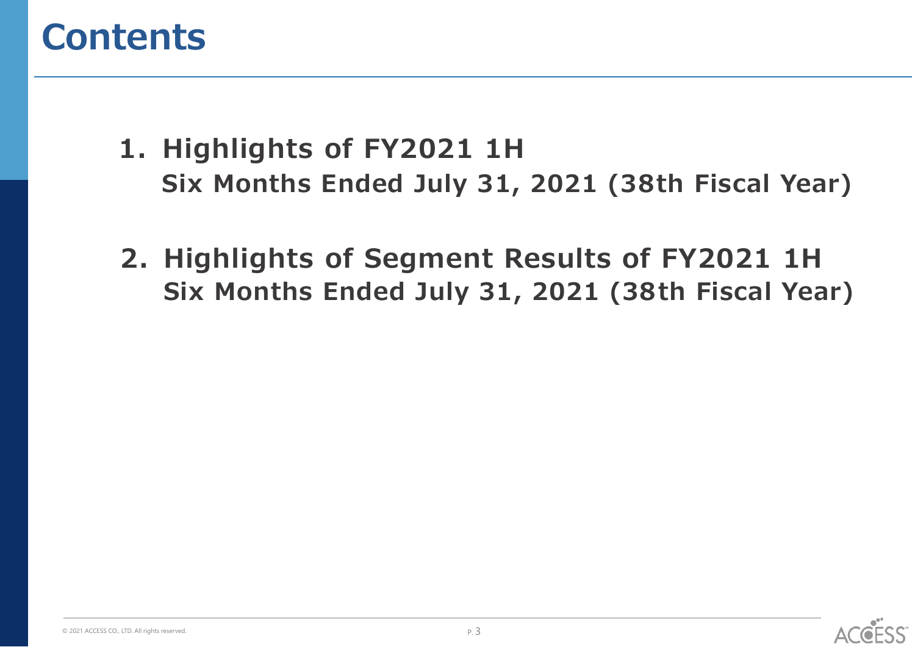# Contents

1. **Highlights of FY2021 1H**
   **Six Months Ended July 31, 2021 (38th Fiscal Year)**

2. **Highlights of Segment Results of FY2021 1H**
   **Six Months Ended July 31, 2021 (38th Fiscal Year)**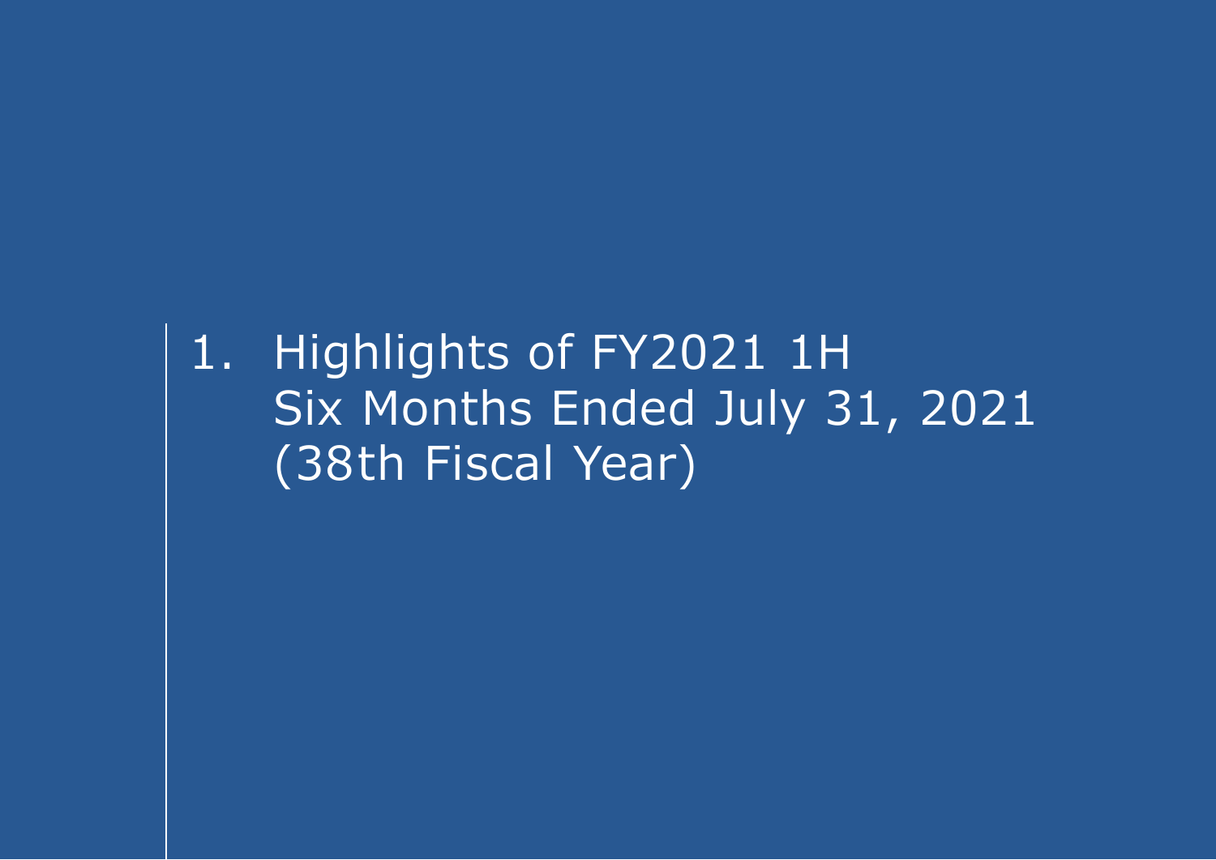# 1. Highlights of FY2021 1H Six Months Ended July 31, 2021 (38th Fiscal Year)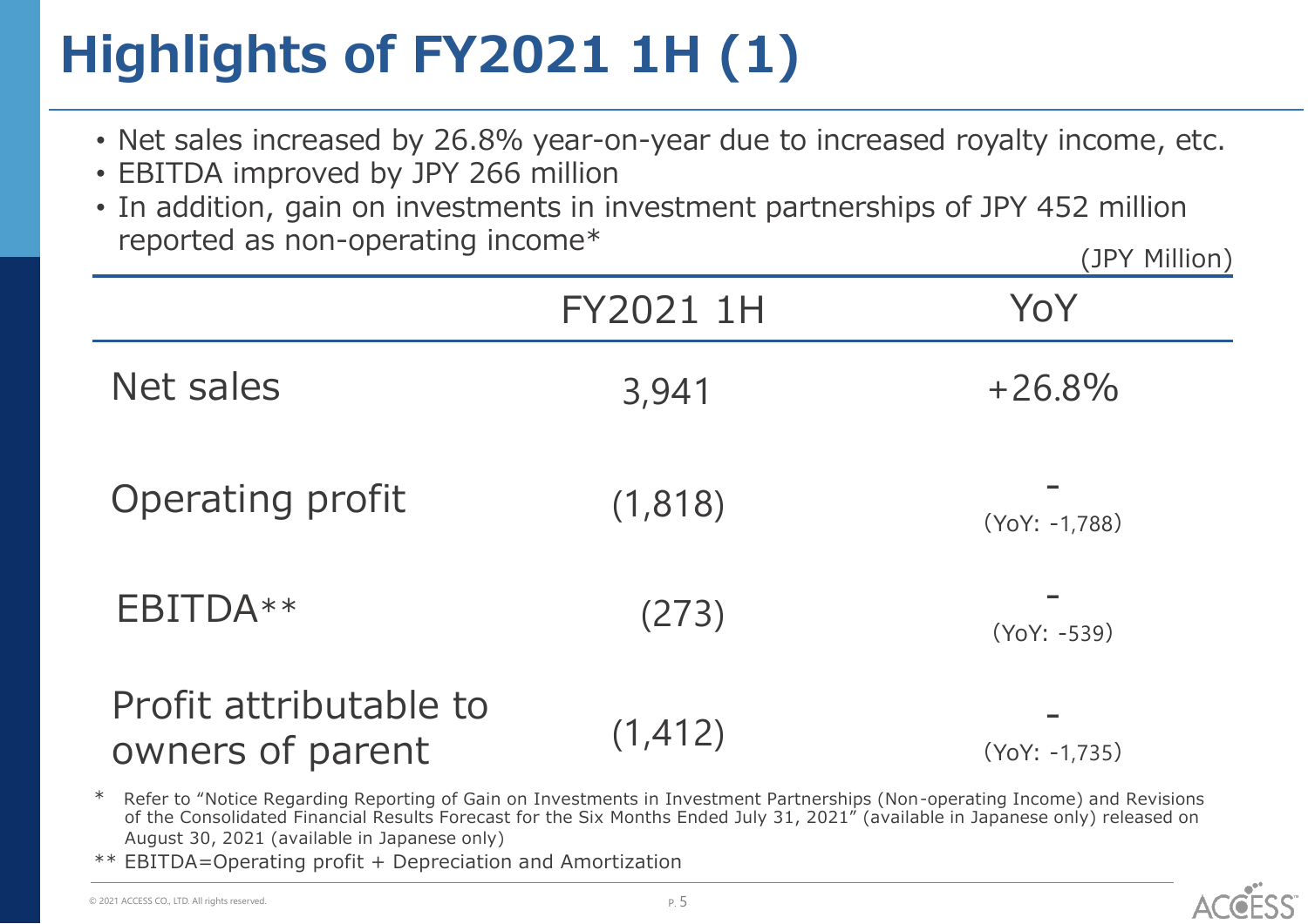# Highlights of FY2021 1H (1)

- Net sales increased by 26.8% year-on-year due to increased royalty income, etc.
- EBITDA improved by JPY 266 million
- In addition, gain on investments in investment partnerships of JPY 452 million reported as non-operating income*

(JPY Million)

| | FY2021 1H | YoY |
|---|---|---|
| Net sales | 3,941 | +26.8% |
| Operating profit | (1,818) | - (YoY: -1,788) |
| EBITDA** | (273) | - (YoY: -539) |
| Profit attributable to owners of parent | (1,412) | - (YoY: -1,735) |

\* Refer to "Notice Regarding Reporting of Gain on Investments in Investment Partnerships (Non-operating Income) and Revisions of the Consolidated Financial Results Forecast for the Six Months Ended July 31, 2021" (available in Japanese only) released on August 30, 2021 (available in Japanese only)

** EBITDA=Operating profit + Depreciation and Amortization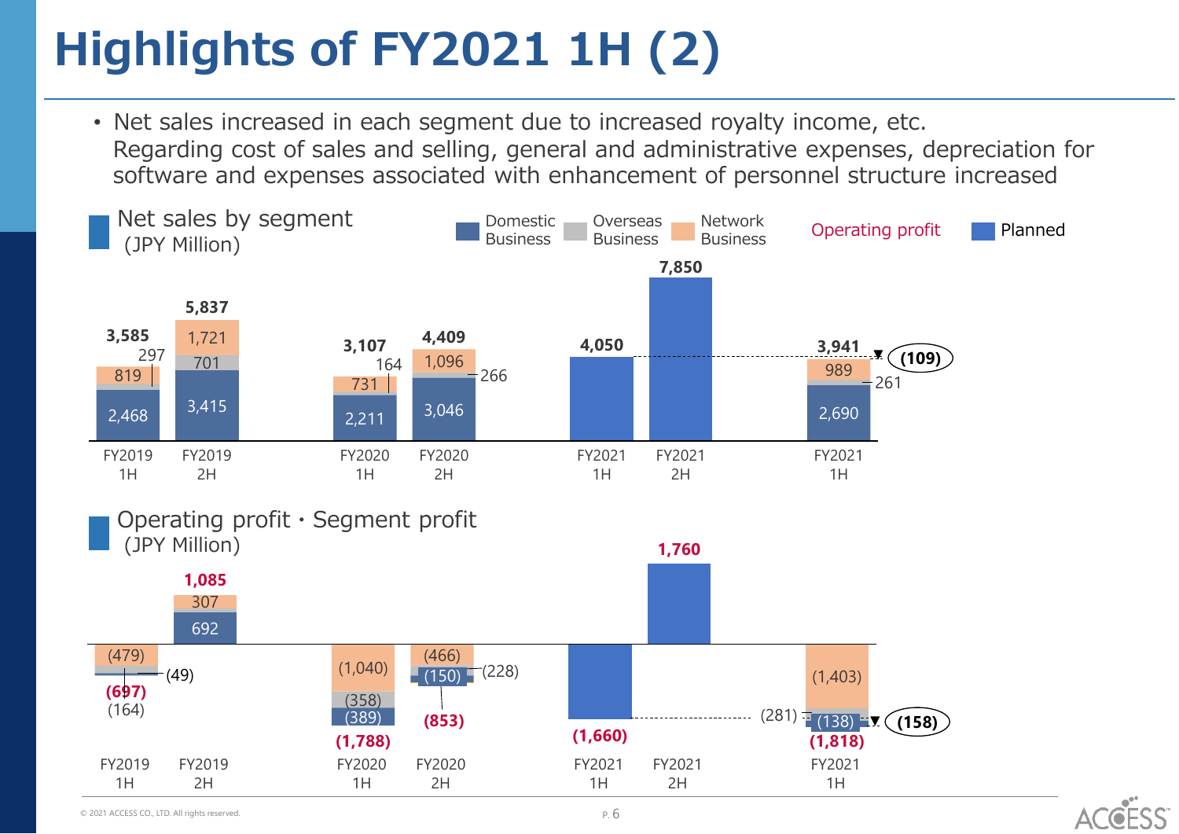# Highlights of FY2021 1H (2)

- Net sales increased in each segment due to increased royalty income, etc. Regarding cost of sales and selling, general and administrative expenses, depreciation for software and expenses associated with enhancement of personnel structure increased

## Net sales by segment
(JPY Million)

| | FY2019 1H | FY2019 2H | FY2020 1H | FY2020 2H | FY2021 1H (Planned) | FY2021 2H (Planned) | FY2021 1H |
|---|---|---|---|---|---|---|---|
| Domestic Business | 2,468 | 3,415 | 2,211 | 3,046 | | | 2,690 |
| Overseas Business | 297 | 701 | 164 | 266 | | | 261 |
| Network Business | 819 | 1,721 | 731 | 1,096 | | | 989 |
| Total | 3,585 | 5,837 | 3,107 | 4,409 | 4,050 | 7,850 | 3,941 |

FY2021 1H vs. plan: (109)

## Operating profit・Segment profit
(JPY Million)

| | FY2019 1H | FY2019 2H | FY2020 1H | FY2020 2H | FY2021 1H (Planned) | FY2021 2H (Planned) | FY2021 1H |
|---|---|---|---|---|---|---|---|
| Domestic Business | (164) | 692 | (389) | (150) | | | (138) |
| Overseas Business | (49) | | (358) | (228) | | | (281) |
| Network Business | (479) | 307 | (1,040) | (466) | | | (1,403) |
| Operating profit | (697) | 1,085 | (1,788) | (853) | (1,660) | 1,760 | (1,818) |

FY2021 1H vs. plan: (158)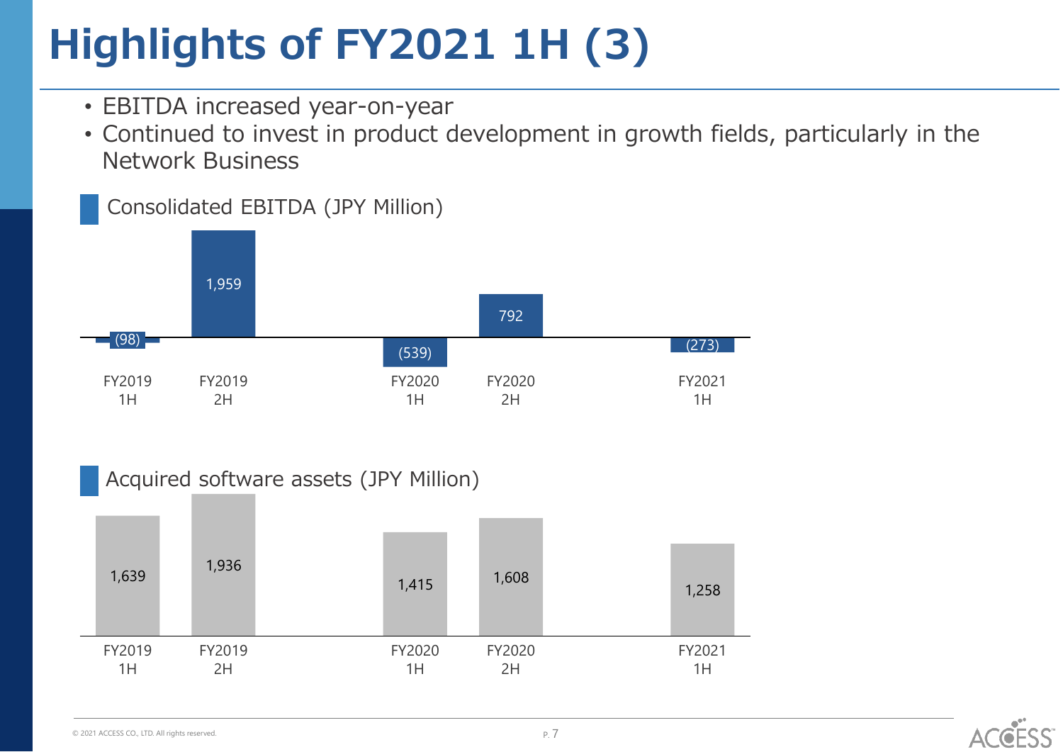# Highlights of FY2021 1H (3)

- EBITDA increased year-on-year
- Continued to invest in product development in growth fields, particularly in the Network Business

## Consolidated EBITDA (JPY Million)

| | FY2019 1H | FY2019 2H | FY2020 1H | FY2020 2H | FY2021 1H |
|---|---|---|---|---|---|
| EBITDA | (98) | 1,959 | (539) | 792 | (273) |

## Acquired software assets (JPY Million)

| | FY2019 1H | FY2019 2H | FY2020 1H | FY2020 2H | FY2021 1H |
|---|---|---|---|---|---|
| Acquired software assets | 1,639 | 1,936 | 1,415 | 1,608 | 1,258 |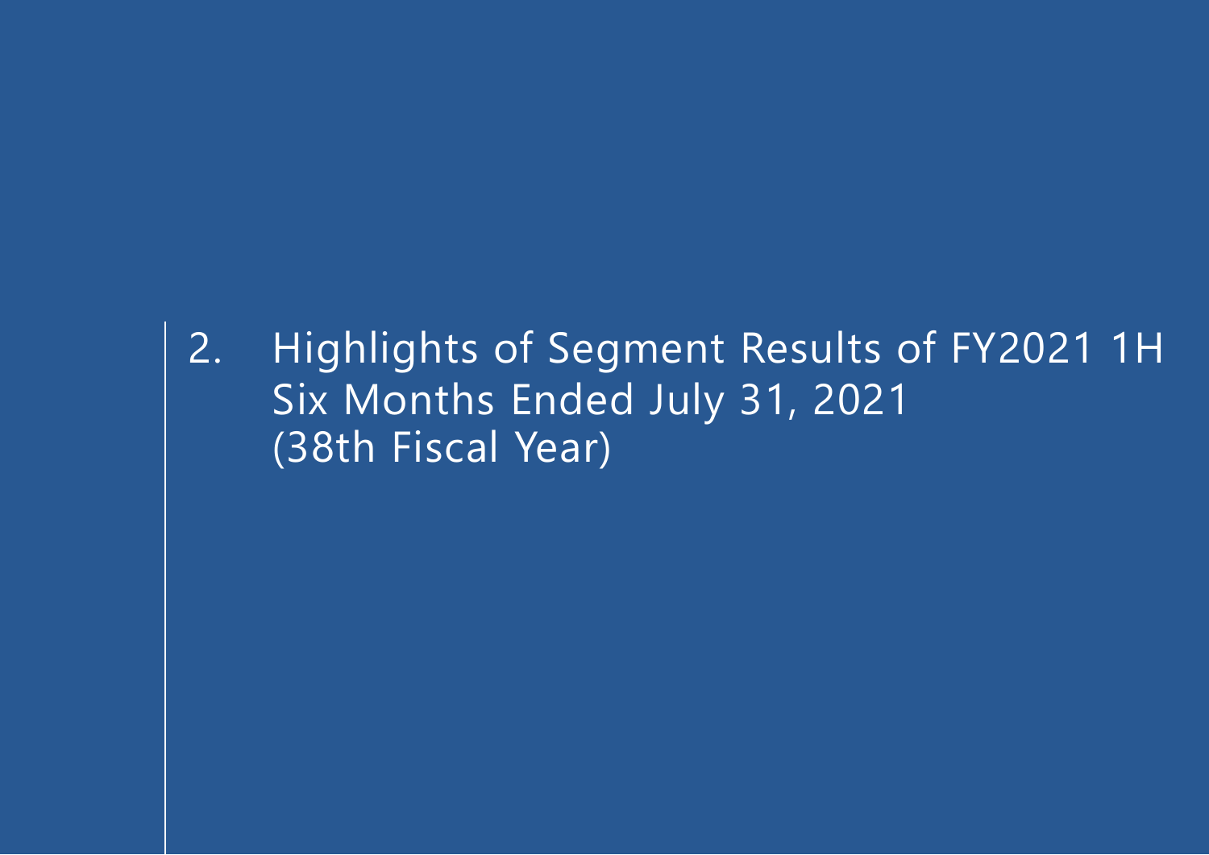# 2. Highlights of Segment Results of FY2021 1H Six Months Ended July 31, 2021 (38th Fiscal Year)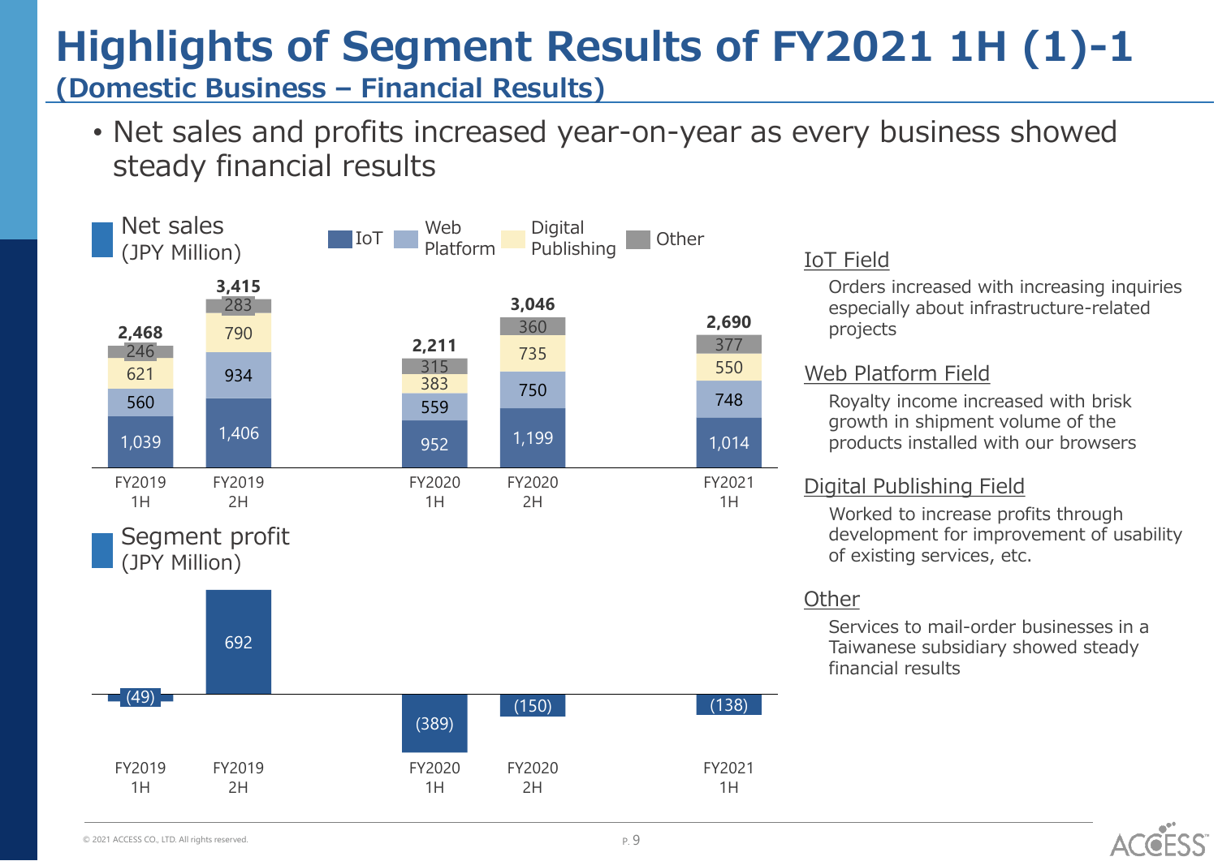# Highlights of Segment Results of FY2021 1H (1)-1

## (Domestic Business – Financial Results)

- Net sales and profits increased year-on-year as every business showed steady financial results

**Net sales (JPY Million)**

| | FY2019 1H | FY2019 2H | FY2020 1H | FY2020 2H | FY2021 1H |
|---|---|---|---|---|---|
| IoT | 1,039 | 1,406 | 952 | 1,199 | 1,014 |
| Web Platform | 560 | 934 | 559 | 750 | 748 |
| Digital Publishing | 621 | 790 | 383 | 735 | 550 |
| Other | 246 | 283 | 315 | 360 | 377 |
| Total | 2,468 | 3,415 | 2,211 | 3,046 | 2,690 |

**Segment profit (JPY Million)**

| FY2019 1H | FY2019 2H | FY2020 1H | FY2020 2H | FY2021 1H |
|---|---|---|---|---|
| (49) | 692 | (389) | (150) | (138) |

**IoT Field**

Orders increased with increasing inquiries especially about infrastructure-related projects

**Web Platform Field**

Royalty income increased with brisk growth in shipment volume of the products installed with our browsers

**Digital Publishing Field**

Worked to increase profits through development for improvement of usability of existing services, etc.

**Other**

Services to mail-order businesses in a Taiwanese subsidiary showed steady financial results

© 2021 ACCESS CO., LTD. All rights reserved.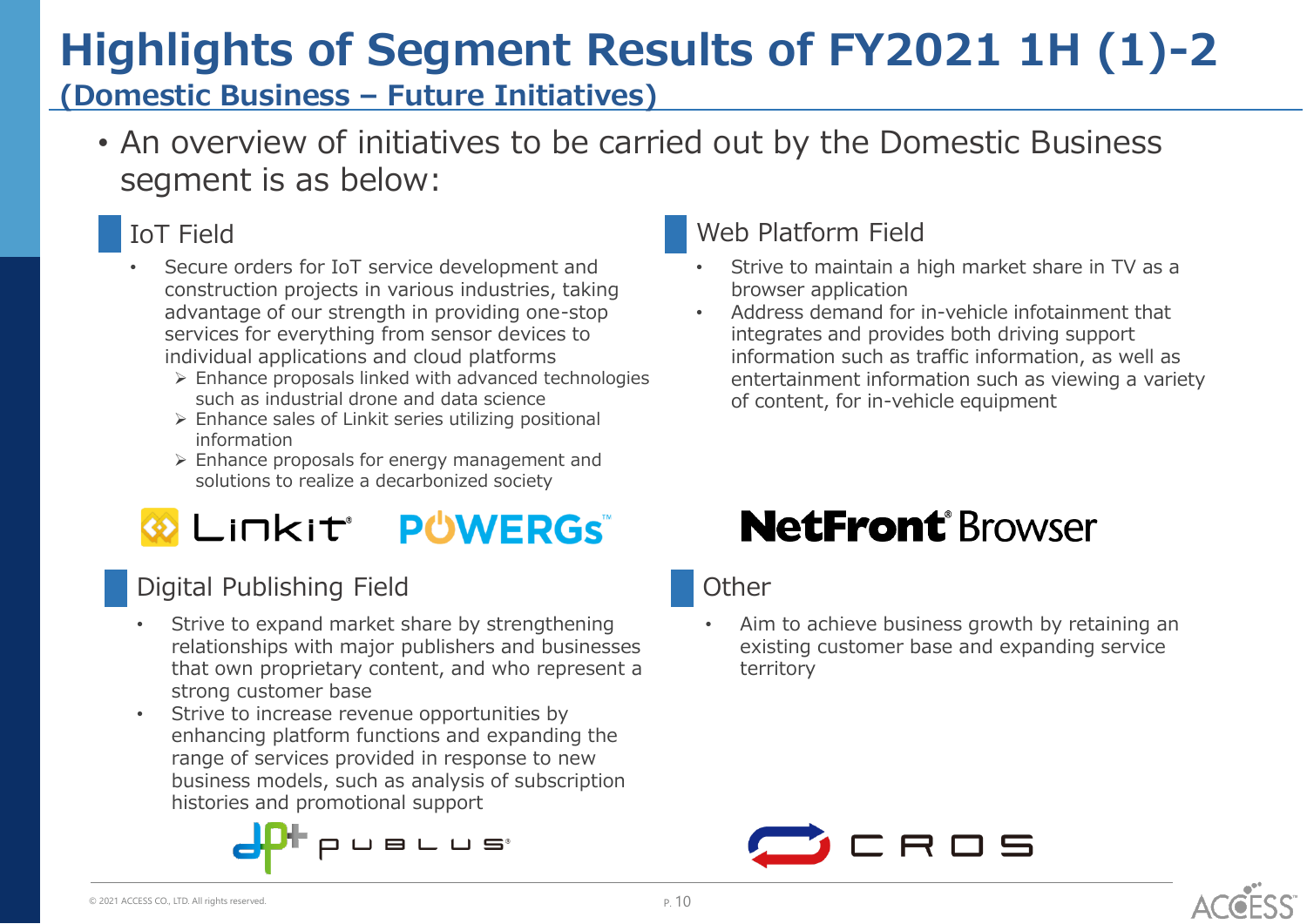# Highlights of Segment Results of FY2021 1H (1)-2

## (Domestic Business – Future Initiatives)

- An overview of initiatives to be carried out by the Domestic Business segment is as below:

### IoT Field

- Secure orders for IoT service development and construction projects in various industries, taking advantage of our strength in providing one-stop services for everything from sensor devices to individual applications and cloud platforms
  - Enhance proposals linked with advanced technologies such as industrial drone and data science
  - Enhance sales of Linkit series utilizing positional information
  - Enhance proposals for energy management and solutions to realize a decarbonized society

Linkit® POWERGs™

### Web Platform Field

- Strive to maintain a high market share in TV as a browser application
- Address demand for in-vehicle infotainment that integrates and provides both driving support information such as traffic information, as well as entertainment information such as viewing a variety of content, for in-vehicle equipment

NetFront® Browser

### Digital Publishing Field

- Strive to expand market share by strengthening relationships with major publishers and businesses that own proprietary content, and who represent a strong customer base
- Strive to increase revenue opportunities by enhancing platform functions and expanding the range of services provided in response to new business models, such as analysis of subscription histories and promotional support

PUBLUS®

### Other

- Aim to achieve business growth by retaining an existing customer base and expanding service territory

CROS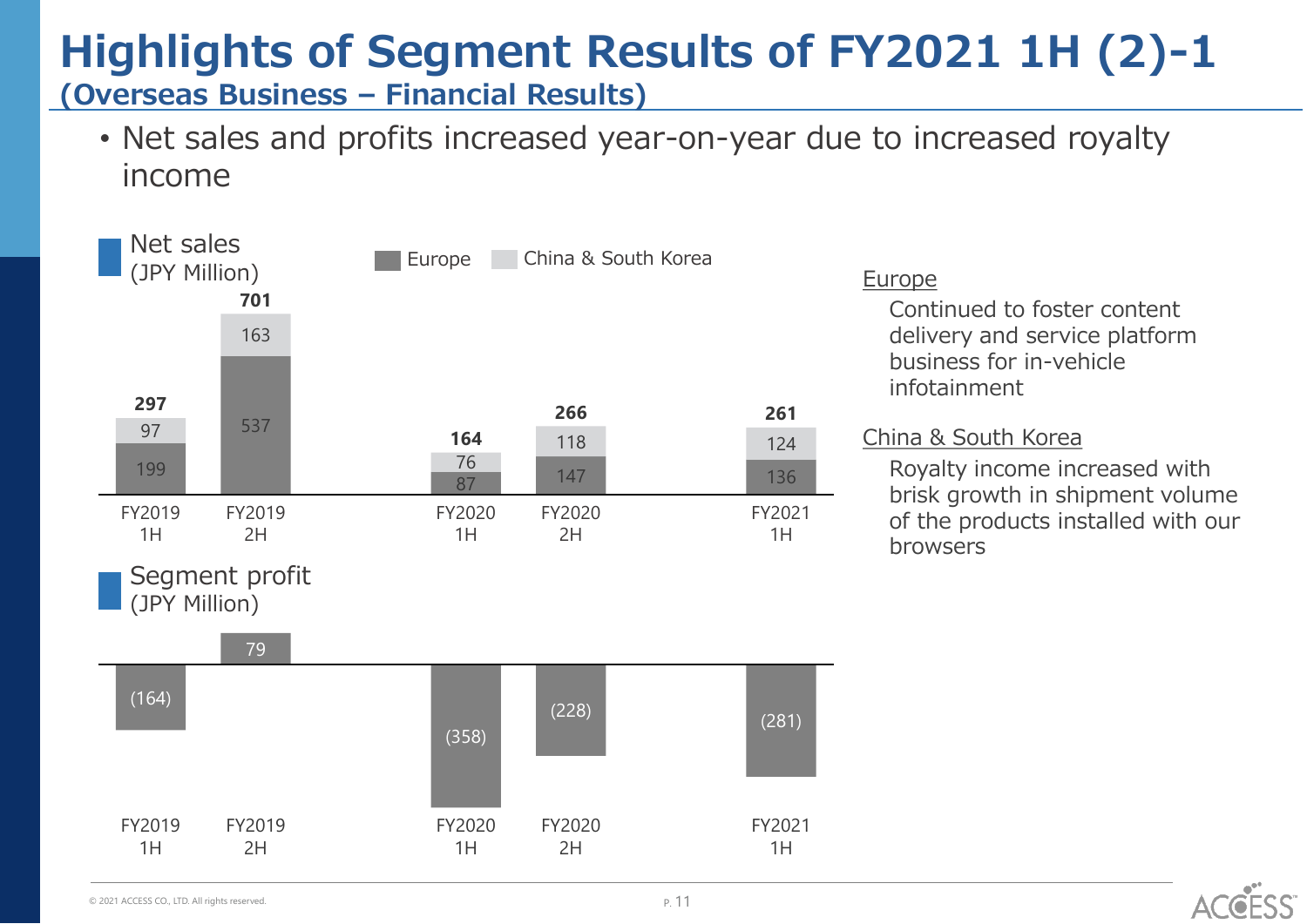# Highlights of Segment Results of FY2021 1H (2)-1

## (Overseas Business – Financial Results)

- Net sales and profits increased year-on-year due to increased royalty income

**Net sales** (JPY Million)

| | FY2019 1H | FY2019 2H | FY2020 1H | FY2020 2H | FY2021 1H |
|---|---|---|---|---|---|
| Europe | 199 | 537 | 87 | 147 | 136 |
| China & South Korea | 97 | 163 | 76 | 118 | 124 |
| Total | 297 | 701 | 164 | 266 | 261 |

**Segment profit** (JPY Million)

| FY2019 1H | FY2019 2H | FY2020 1H | FY2020 2H | FY2021 1H |
|---|---|---|---|---|
| (164) | 79 | (358) | (228) | (281) |

Europe

Continued to foster content delivery and service platform business for in-vehicle infotainment

China & South Korea

Royalty income increased with brisk growth in shipment volume of the products installed with our browsers

© 2021 ACCESS CO., LTD. All rights reserved.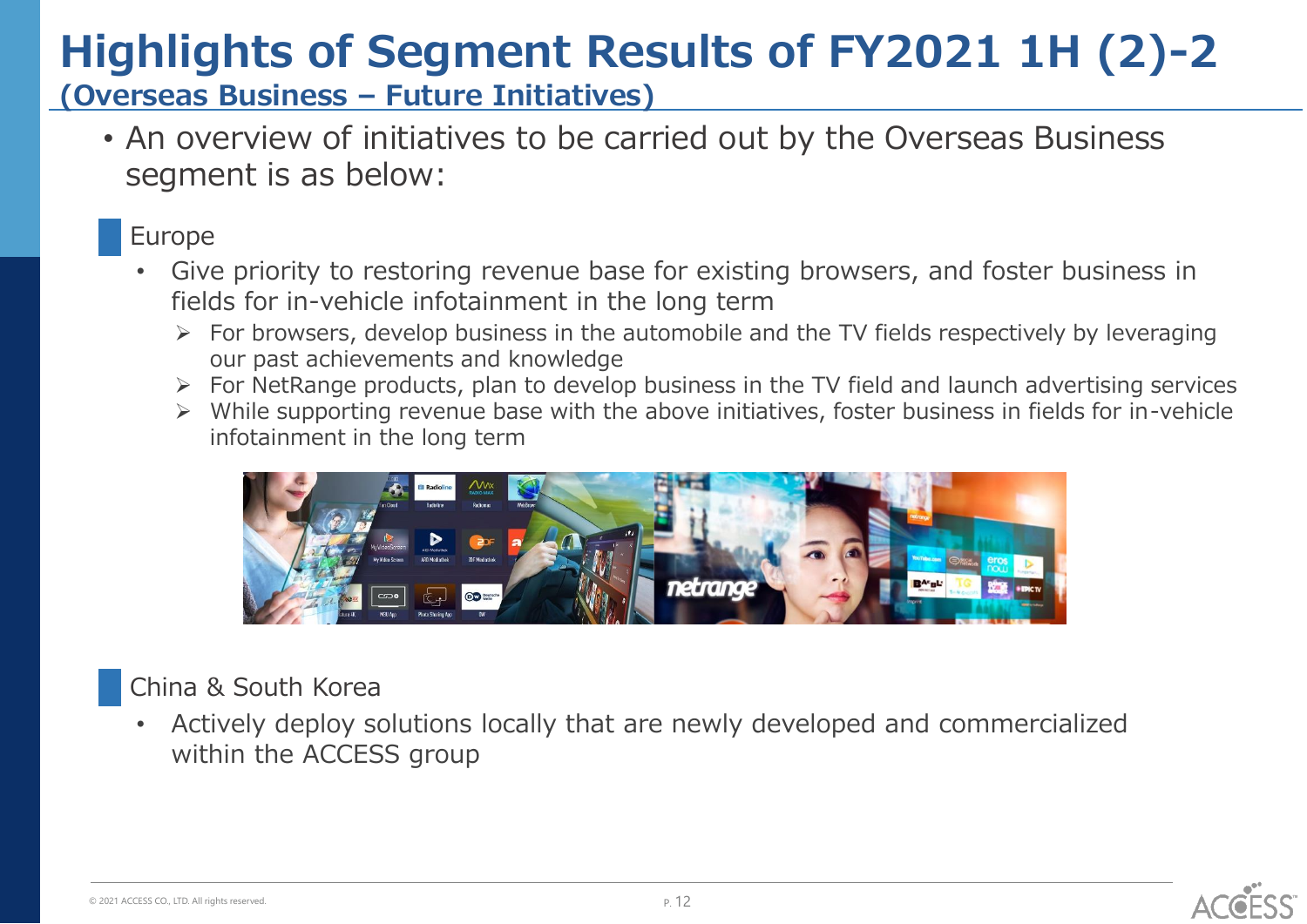# Highlights of Segment Results of FY2021 1H (2)-2

## (Overseas Business – Future Initiatives)

- An overview of initiatives to be carried out by the Overseas Business segment is as below:

### Europe

- Give priority to restoring revenue base for existing browsers, and foster business in fields for in-vehicle infotainment in the long term
  - For browsers, develop business in the automobile and the TV fields respectively by leveraging our past achievements and knowledge
  - For NetRange products, plan to develop business in the TV field and launch advertising services
  - While supporting revenue base with the above initiatives, foster business in fields for in-vehicle infotainment in the long term

### China & South Korea

- Actively deploy solutions locally that are newly developed and commercialized within the ACCESS group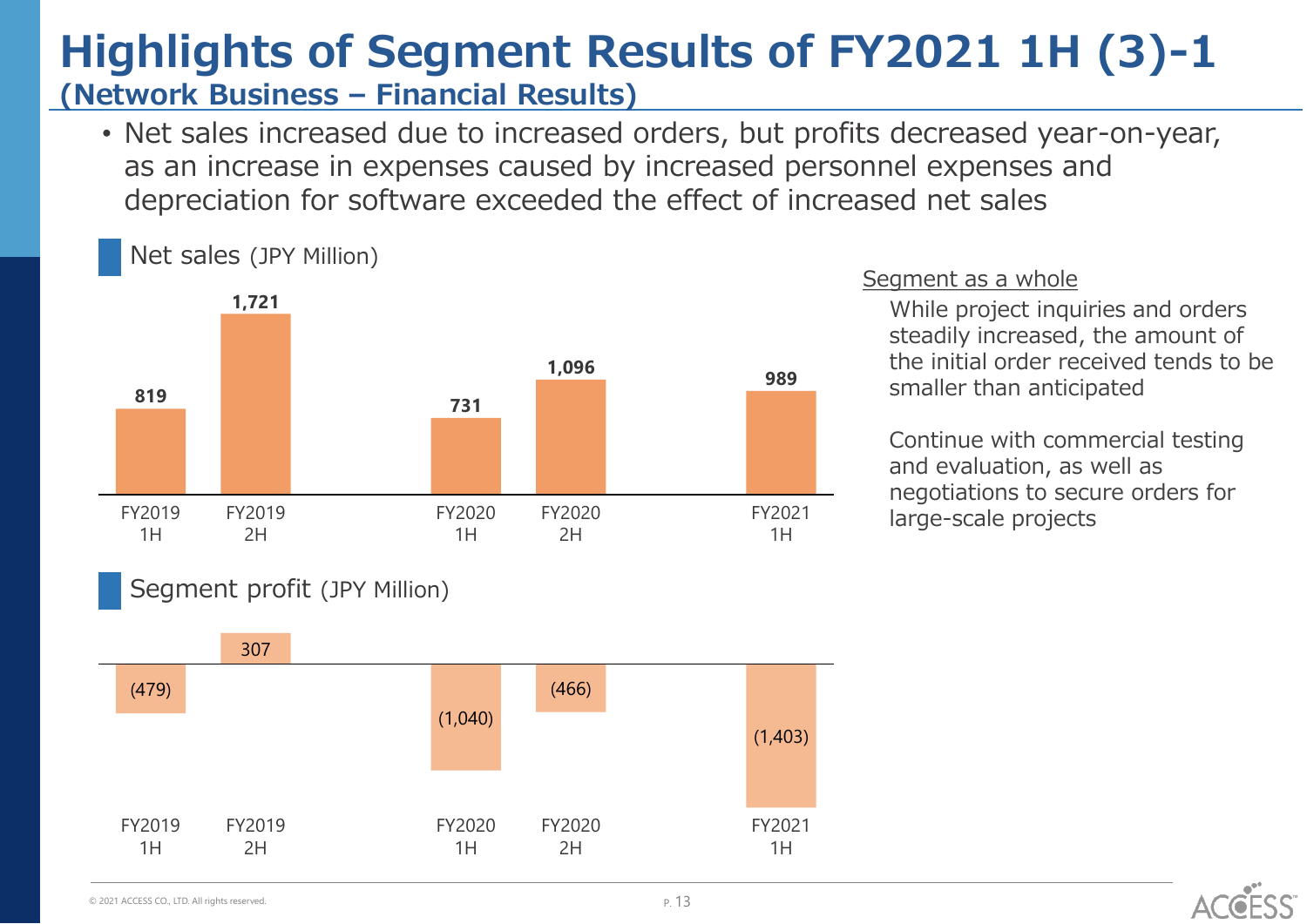# Highlights of Segment Results of FY2021 1H (3)-1

## (Network Business – Financial Results)

- Net sales increased due to increased orders, but profits decreased year-on-year, as an increase in expenses caused by increased personnel expenses and depreciation for software exceeded the effect of increased net sales

### Net sales (JPY Million)

| FY2019 1H | FY2019 2H | FY2020 1H | FY2020 2H | FY2021 1H |
|---|---|---|---|---|
| 819 | 1,721 | 731 | 1,096 | 989 |

### Segment profit (JPY Million)

| FY2019 1H | FY2019 2H | FY2020 1H | FY2020 2H | FY2021 1H |
|---|---|---|---|---|
| (479) | 307 | (1,040) | (466) | (1,403) |

Segment as a whole

While project inquiries and orders steadily increased, the amount of the initial order received tends to be smaller than anticipated

Continue with commercial testing and evaluation, as well as negotiations to secure orders for large-scale projects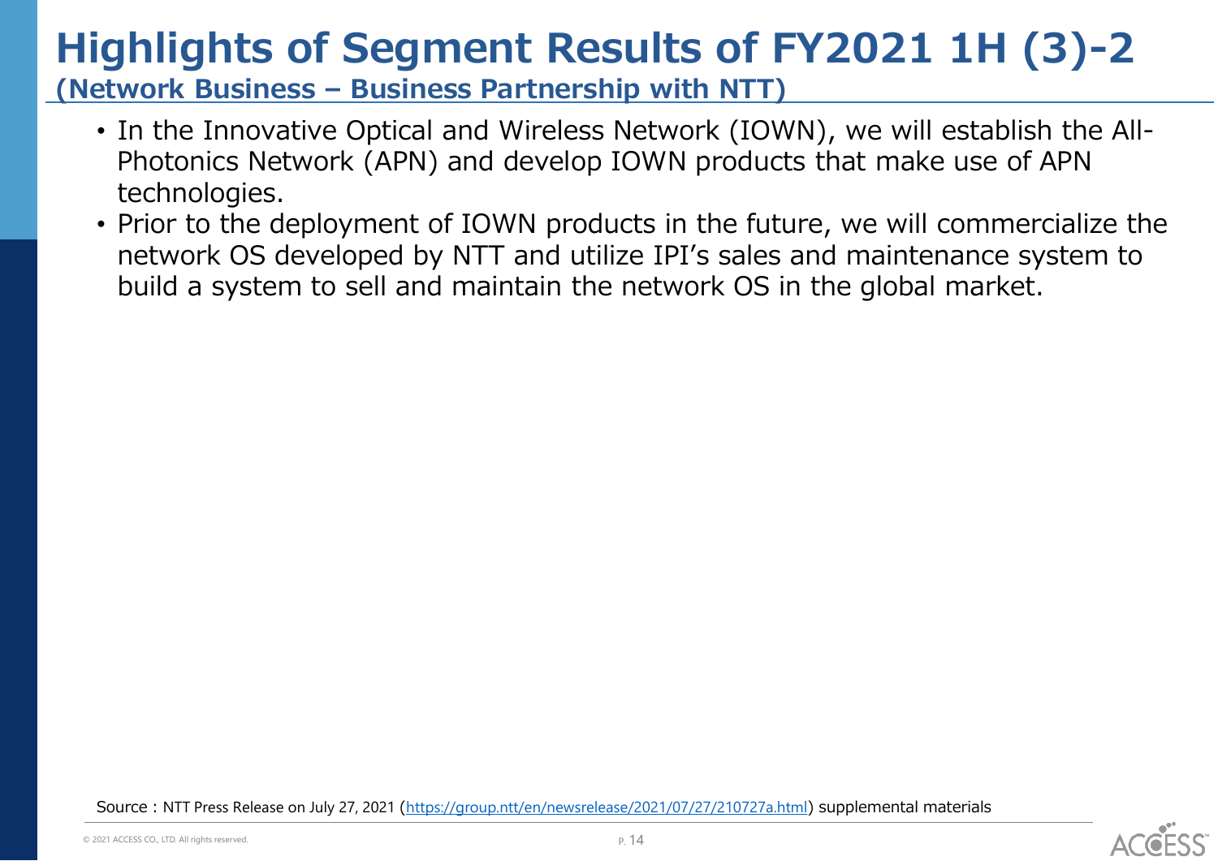# Highlights of Segment Results of FY2021 1H (3)-2

## (Network Business – Business Partnership with NTT)

- In the Innovative Optical and Wireless Network (IOWN), we will establish the All-Photonics Network (APN) and develop IOWN products that make use of APN technologies.
- Prior to the deployment of IOWN products in the future, we will commercialize the network OS developed by NTT and utilize IPI’s sales and maintenance system to build a system to sell and maintain the network OS in the global market.

Source：NTT Press Release on July 27, 2021 (https://group.ntt/en/newsrelease/2021/07/27/210727a.html) supplemental materials